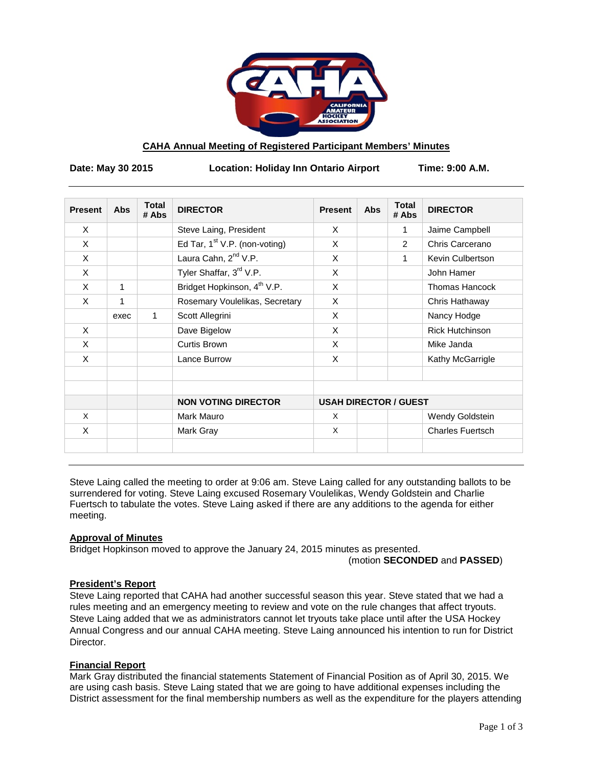**CAHA Annual Meeting of Registered Participant Members' Minutes**

**Date: May 30 2015** **Location: Holiday Inn Ontario Airport** **Time: 9:00 A.M.**

| Present | Abs | Total # Abs | DIRECTOR | Present | Abs | Total # Abs | DIRECTOR |
|---|---|---|---|---|---|---|---|
| X | | | Steve Laing, President | X | | 1 | Jaime Campbell |
| X | | | Ed Tar, 1st V.P. (non-voting) | X | | 2 | Chris Carcerano |
| X | | | Laura Cahn, 2nd V.P. | X | | 1 | Kevin Culbertson |
| X | | | Tyler Shaffar, 3rd V.P. | X | | | John Hamer |
| X | 1 | | Bridget Hopkinson, 4th V.P. | X | | | Thomas Hancock |
| X | 1 | | Rosemary Voulelikas, Secretary | X | | | Chris Hathaway |
| | exec | 1 | Scott Allegrini | X | | | Nancy Hodge |
| X | | | Dave Bigelow | X | | | Rick Hutchinson |
| X | | | Curtis Brown | X | | | Mike Janda |
| X | | | Lance Burrow | X | | | Kathy McGarrigle |
| | | | | | | | |
| | | | | | | | |
| | | | **NON VOTING DIRECTOR** | **USAH DIRECTOR / GUEST** | | | |
| X | | | Mark Mauro | X | | | Wendy Goldstein |
| X | | | Mark Gray | X | | | Charles Fuertsch |
| | | | | | | | |

Steve Laing called the meeting to order at 9:06 am. Steve Laing called for any outstanding ballots to be surrendered for voting. Steve Laing excused Rosemary Voulelikas, Wendy Goldstein and Charlie Fuertsch to tabulate the votes. Steve Laing asked if there are any additions to the agenda for either meeting.

**Approval of Minutes**

Bridget Hopkinson moved to approve the January 24, 2015 minutes as presented.

(motion **SECONDED** and **PASSED**)

**President's Report**

Steve Laing reported that CAHA had another successful season this year. Steve stated that we had a rules meeting and an emergency meeting to review and vote on the rule changes that affect tryouts. Steve Laing added that we as administrators cannot let tryouts take place until after the USA Hockey Annual Congress and our annual CAHA meeting. Steve Laing announced his intention to run for District Director.

**Financial Report**

Mark Gray distributed the financial statements Statement of Financial Position as of April 30, 2015. We are using cash basis. Steve Laing stated that we are going to have additional expenses including the District assessment for the final membership numbers as well as the expenditure for the players attending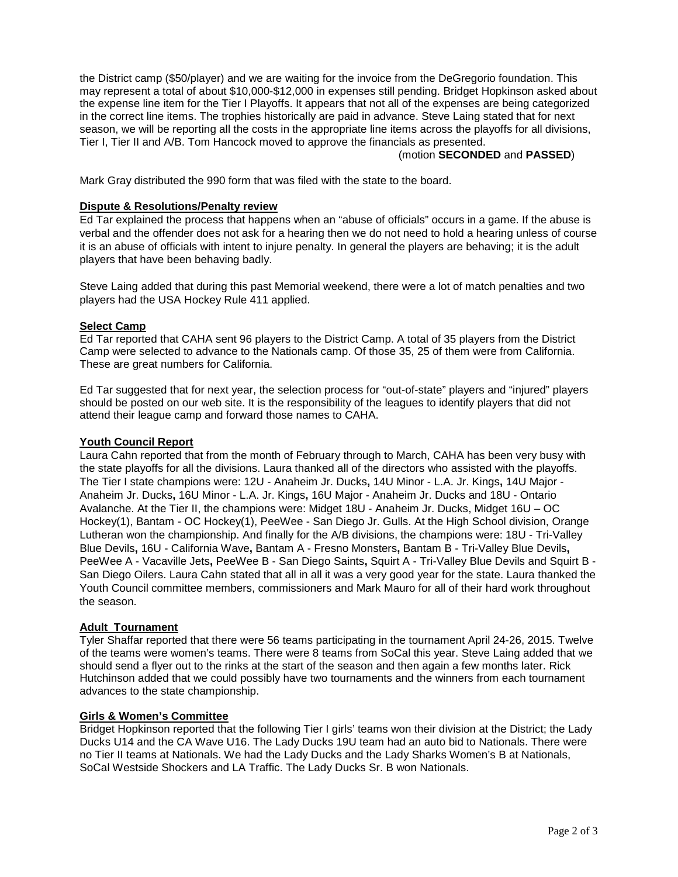the District camp ($50/player) and we are waiting for the invoice from the DeGregorio foundation. This may represent a total of about $10,000-$12,000 in expenses still pending. Bridget Hopkinson asked about the expense line item for the Tier I Playoffs. It appears that not all of the expenses are being categorized in the correct line items. The trophies historically are paid in advance. Steve Laing stated that for next season, we will be reporting all the costs in the appropriate line items across the playoffs for all divisions, Tier I, Tier II and A/B. Tom Hancock moved to approve the financials as presented.

(motion **SECONDED** and **PASSED**)

Mark Gray distributed the 990 form that was filed with the state to the board.

**Dispute & Resolutions/Penalty review**

Ed Tar explained the process that happens when an "abuse of officials" occurs in a game. If the abuse is verbal and the offender does not ask for a hearing then we do not need to hold a hearing unless of course it is an abuse of officials with intent to injure penalty. In general the players are behaving; it is the adult players that have been behaving badly.

Steve Laing added that during this past Memorial weekend, there were a lot of match penalties and two players had the USA Hockey Rule 411 applied.

**Select Camp**

Ed Tar reported that CAHA sent 96 players to the District Camp. A total of 35 players from the District Camp were selected to advance to the Nationals camp. Of those 35, 25 of them were from California. These are great numbers for California.

Ed Tar suggested that for next year, the selection process for "out-of-state" players and "injured" players should be posted on our web site. It is the responsibility of the leagues to identify players that did not attend their league camp and forward those names to CAHA.

**Youth Council Report**

Laura Cahn reported that from the month of February through to March, CAHA has been very busy with the state playoffs for all the divisions. Laura thanked all of the directors who assisted with the playoffs. The Tier I state champions were: 12U - Anaheim Jr. Ducks**,** 14U Minor - L.A. Jr. Kings**,** 14U Major - Anaheim Jr. Ducks**,** 16U Minor - L.A. Jr. Kings**,** 16U Major - Anaheim Jr. Ducks and 18U - Ontario Avalanche. At the Tier II, the champions were: Midget 18U - Anaheim Jr. Ducks, Midget 16U – OC Hockey(1), Bantam - OC Hockey(1), PeeWee - San Diego Jr. Gulls. At the High School division, Orange Lutheran won the championship. And finally for the A/B divisions, the champions were: 18U - Tri-Valley Blue Devils**,** 16U - California Wave**,** Bantam A - Fresno Monsters**,** Bantam B - Tri-Valley Blue Devils**,** PeeWee A - Vacaville Jets**,** PeeWee B - San Diego Saints**,** Squirt A - Tri-Valley Blue Devils and Squirt B - San Diego Oilers. Laura Cahn stated that all in all it was a very good year for the state. Laura thanked the Youth Council committee members, commissioners and Mark Mauro for all of their hard work throughout the season.

**Adult Tournament**

Tyler Shaffar reported that there were 56 teams participating in the tournament April 24-26, 2015. Twelve of the teams were women's teams. There were 8 teams from SoCal this year. Steve Laing added that we should send a flyer out to the rinks at the start of the season and then again a few months later. Rick Hutchinson added that we could possibly have two tournaments and the winners from each tournament advances to the state championship.

**Girls & Women's Committee**

Bridget Hopkinson reported that the following Tier I girls' teams won their division at the District; the Lady Ducks U14 and the CA Wave U16. The Lady Ducks 19U team had an auto bid to Nationals. There were no Tier II teams at Nationals. We had the Lady Ducks and the Lady Sharks Women's B at Nationals, SoCal Westside Shockers and LA Traffic. The Lady Ducks Sr. B won Nationals.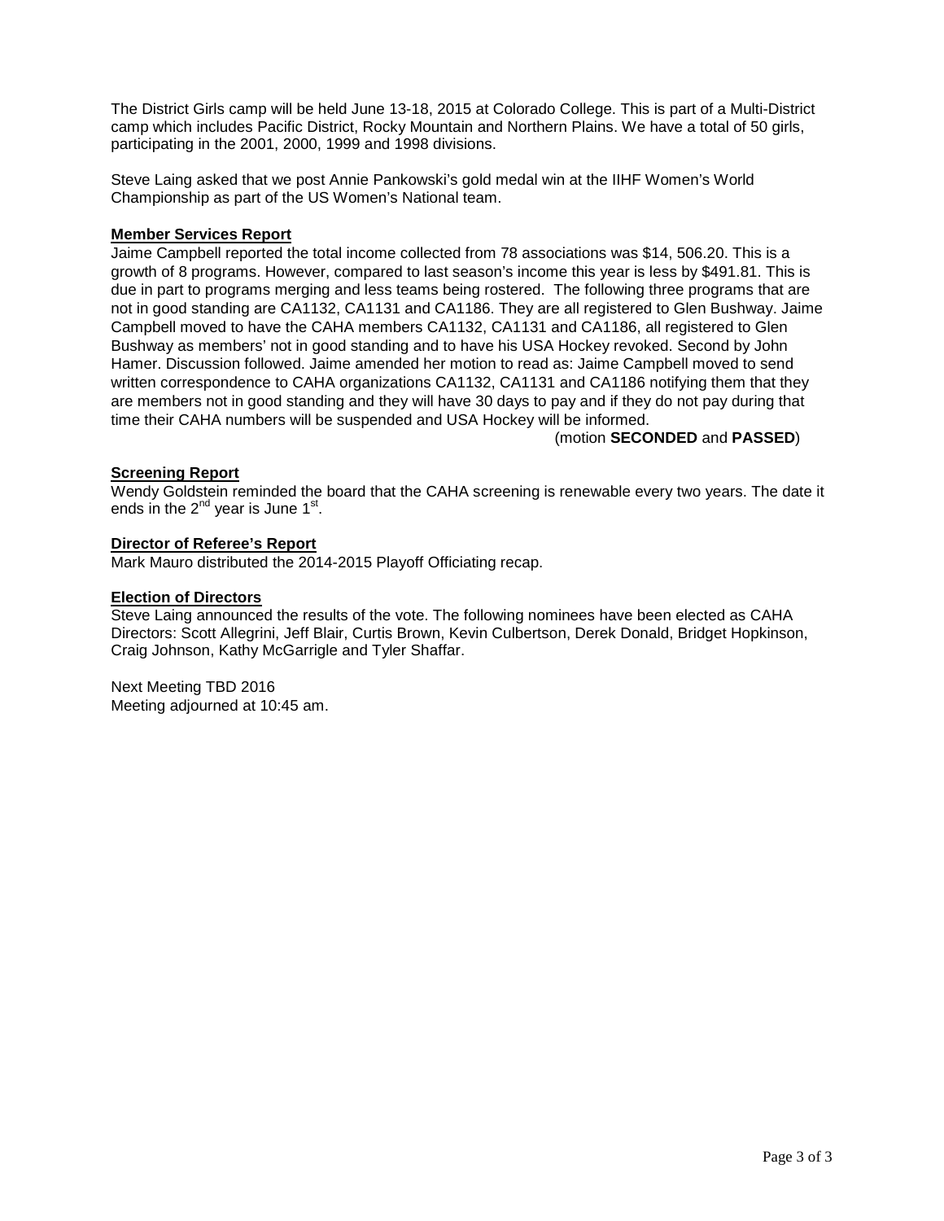The District Girls camp will be held June 13-18, 2015 at Colorado College. This is part of a Multi-District camp which includes Pacific District, Rocky Mountain and Northern Plains. We have a total of 50 girls, participating in the 2001, 2000, 1999 and 1998 divisions.

Steve Laing asked that we post Annie Pankowski's gold medal win at the IIHF Women's World Championship as part of the US Women's National team.

**Member Services Report**

Jaime Campbell reported the total income collected from 78 associations was $14, 506.20. This is a growth of 8 programs. However, compared to last season's income this year is less by $491.81. This is due in part to programs merging and less teams being rostered. The following three programs that are not in good standing are CA1132, CA1131 and CA1186. They are all registered to Glen Bushway. Jaime Campbell moved to have the CAHA members CA1132, CA1131 and CA1186, all registered to Glen Bushway as members' not in good standing and to have his USA Hockey revoked. Second by John Hamer. Discussion followed. Jaime amended her motion to read as: Jaime Campbell moved to send written correspondence to CAHA organizations CA1132, CA1131 and CA1186 notifying them that they are members not in good standing and they will have 30 days to pay and if they do not pay during that time their CAHA numbers will be suspended and USA Hockey will be informed.

(motion **SECONDED** and **PASSED**)

**Screening Report**

Wendy Goldstein reminded the board that the CAHA screening is renewable every two years. The date it ends in the 2nd year is June 1st.

**Director of Referee's Report**

Mark Mauro distributed the 2014-2015 Playoff Officiating recap.

**Election of Directors**

Steve Laing announced the results of the vote. The following nominees have been elected as CAHA Directors: Scott Allegrini, Jeff Blair, Curtis Brown, Kevin Culbertson, Derek Donald, Bridget Hopkinson, Craig Johnson, Kathy McGarrigle and Tyler Shaffar.

Next Meeting TBD 2016
Meeting adjourned at 10:45 am.